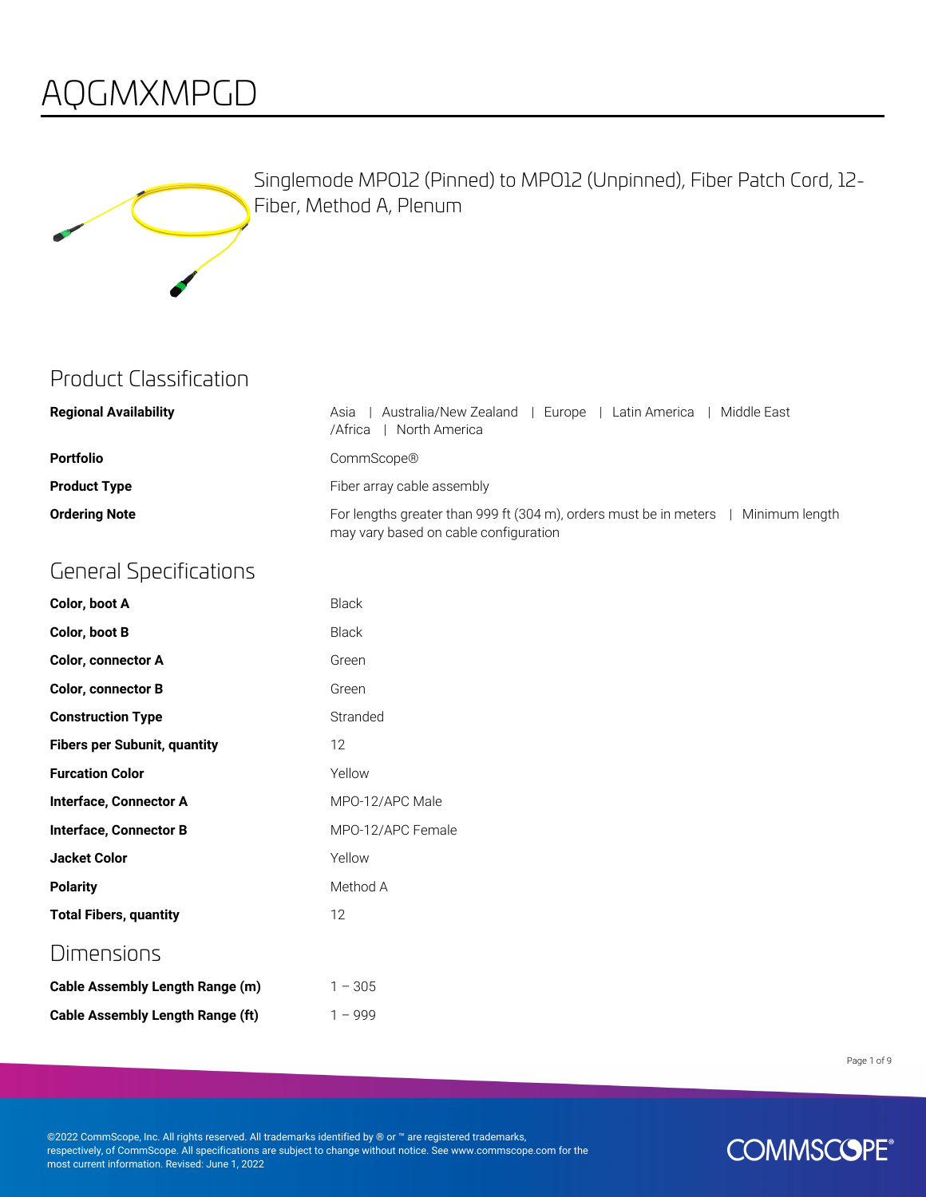# AQGMXMPGD

Singlemode MPO12 (Pinned) to MPO12 (Unpinned), Fiber Patch Cord, 12-Fiber, Method A, Plenum

## Product Classification

| | |
|---|---|
| **Regional Availability** | Asia \| Australia/New Zealand \| Europe \| Latin America \| Middle East /Africa \| North America |
| **Portfolio** | CommScope® |
| **Product Type** | Fiber array cable assembly |
| **Ordering Note** | For lengths greater than 999 ft (304 m), orders must be in meters \| Minimum length may vary based on cable configuration |

## General Specifications

| | |
|---|---|
| **Color, boot A** | Black |
| **Color, boot B** | Black |
| **Color, connector A** | Green |
| **Color, connector B** | Green |
| **Construction Type** | Stranded |
| **Fibers per Subunit, quantity** | 12 |
| **Furcation Color** | Yellow |
| **Interface, Connector A** | MPO-12/APC Male |
| **Interface, Connector B** | MPO-12/APC Female |
| **Jacket Color** | Yellow |
| **Polarity** | Method A |
| **Total Fibers, quantity** | 12 |

## Dimensions

| | |
|---|---|
| **Cable Assembly Length Range (m)** | 1 – 305 |
| **Cable Assembly Length Range (ft)** | 1 – 999 |

©2022 CommScope, Inc. All rights reserved. All trademarks identified by ® or ™ are registered trademarks, respectively, of CommScope. All specifications are subject to change without notice. See www.commscope.com for the most current information. Revised: June 1, 2022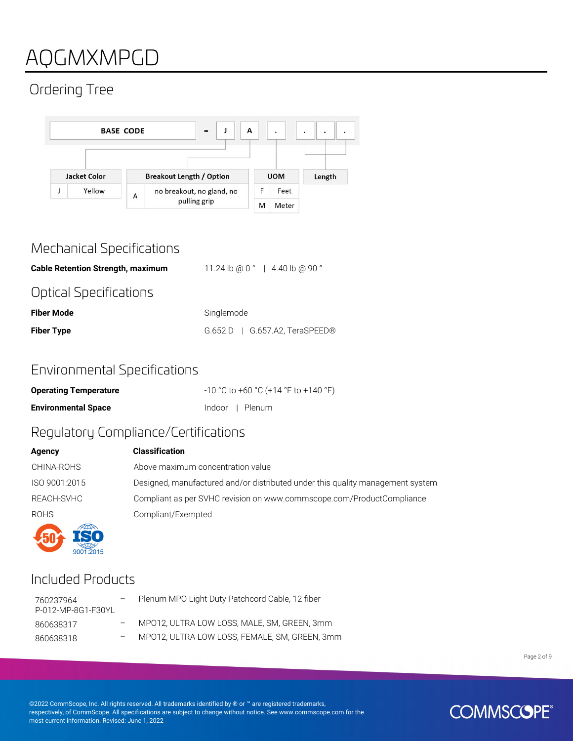# AQGMXMPGD

## Ordering Tree

BASE CODE – J A . . . .

| Jacket Color | |
|---|---|
| J | Yellow |

| Breakout Length / Option | |
|---|---|
| A | no breakout, no gland, no pulling grip |

| UOM | |
|---|---|
| F | Feet |
| M | Meter |

Length

## Mechanical Specifications

| | |
|---|---|
| **Cable Retention Strength, maximum** | 11.24 lb @ 0 ° \| 4.40 lb @ 90 ° |

## Optical Specifications

| | |
|---|---|
| **Fiber Mode** | Singlemode |
| **Fiber Type** | G.652.D \| G.657.A2, TeraSPEED® |

## Environmental Specifications

| | |
|---|---|
| **Operating Temperature** | -10 °C to +60 °C (+14 °F to +140 °F) |
| **Environmental Space** | Indoor \| Plenum |

## Regulatory Compliance/Certifications

| Agency | Classification |
|---|---|
| CHINA-ROHS | Above maximum concentration value |
| ISO 9001:2015 | Designed, manufactured and/or distributed under this quality management system |
| REACH-SVHC | Compliant as per SVHC revision on www.commscope.com/ProductCompliance |
| ROHS | Compliant/Exempted |

## Included Products

| | | |
|---|---|---|
| 760237964 P-012-MP-8G1-F30YL | – | Plenum MPO Light Duty Patchcord Cable, 12 fiber |
| 860638317 | – | MPO12, ULTRA LOW LOSS, MALE, SM, GREEN, 3mm |
| 860638318 | – | MPO12, ULTRA LOW LOSS, FEMALE, SM, GREEN, 3mm |

©2022 CommScope, Inc. All rights reserved. All trademarks identified by ® or ™ are registered trademarks, respectively, of CommScope. All specifications are subject to change without notice. See www.commscope.com for the most current information. Revised: June 1, 2022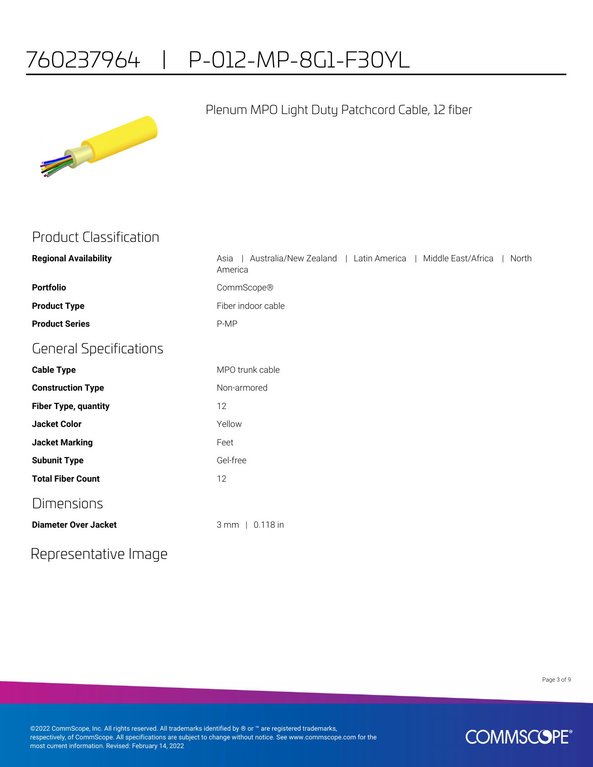# 760237964 | P-012-MP-8G1-F30YL

Plenum MPO Light Duty Patchcord Cable, 12 fiber

## Product Classification

| | |
|---|---|
| **Regional Availability** | Asia \| Australia/New Zealand \| Latin America \| Middle East/Africa \| North America |
| **Portfolio** | CommScope® |
| **Product Type** | Fiber indoor cable |
| **Product Series** | P-MP |

## General Specifications

| | |
|---|---|
| **Cable Type** | MPO trunk cable |
| **Construction Type** | Non-armored |
| **Fiber Type, quantity** | 12 |
| **Jacket Color** | Yellow |
| **Jacket Marking** | Feet |
| **Subunit Type** | Gel-free |
| **Total Fiber Count** | 12 |

## Dimensions

| | |
|---|---|
| **Diameter Over Jacket** | 3 mm \| 0.118 in |

## Representative Image

©2022 CommScope, Inc. All rights reserved. All trademarks identified by ® or ™ are registered trademarks, respectively, of CommScope. All specifications are subject to change without notice. See www.commscope.com for the most current information. Revised: February 14, 2022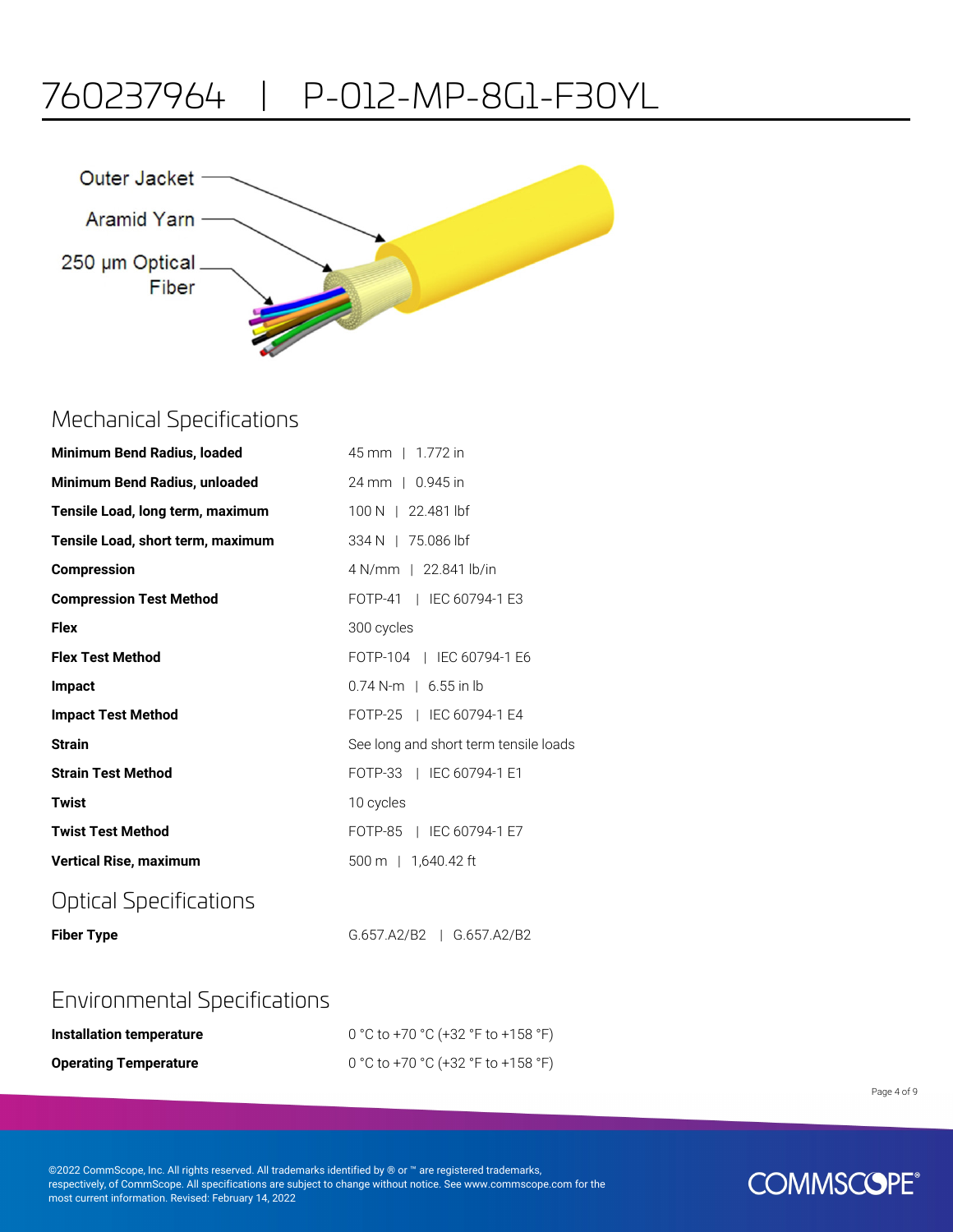# 760237964 | P-012-MP-8G1-F30YL

Outer Jacket

Aramid Yarn

250 µm Optical Fiber

## Mechanical Specifications

| | |
|---|---|
| **Minimum Bend Radius, loaded** | 45 mm \| 1.772 in |
| **Minimum Bend Radius, unloaded** | 24 mm \| 0.945 in |
| **Tensile Load, long term, maximum** | 100 N \| 22.481 lbf |
| **Tensile Load, short term, maximum** | 334 N \| 75.086 lbf |
| **Compression** | 4 N/mm \| 22.841 lb/in |
| **Compression Test Method** | FOTP-41 \| IEC 60794-1 E3 |
| **Flex** | 300 cycles |
| **Flex Test Method** | FOTP-104 \| IEC 60794-1 E6 |
| **Impact** | 0.74 N-m \| 6.55 in lb |
| **Impact Test Method** | FOTP-25 \| IEC 60794-1 E4 |
| **Strain** | See long and short term tensile loads |
| **Strain Test Method** | FOTP-33 \| IEC 60794-1 E1 |
| **Twist** | 10 cycles |
| **Twist Test Method** | FOTP-85 \| IEC 60794-1 E7 |
| **Vertical Rise, maximum** | 500 m \| 1,640.42 ft |

## Optical Specifications

| | |
|---|---|
| **Fiber Type** | G.657.A2/B2 \| G.657.A2/B2 |

## Environmental Specifications

| | |
|---|---|
| **Installation temperature** | 0 °C to +70 °C (+32 °F to +158 °F) |
| **Operating Temperature** | 0 °C to +70 °C (+32 °F to +158 °F) |

©2022 CommScope, Inc. All rights reserved. All trademarks identified by ® or ™ are registered trademarks, respectively, of CommScope. All specifications are subject to change without notice. See www.commscope.com for the most current information. Revised: February 14, 2022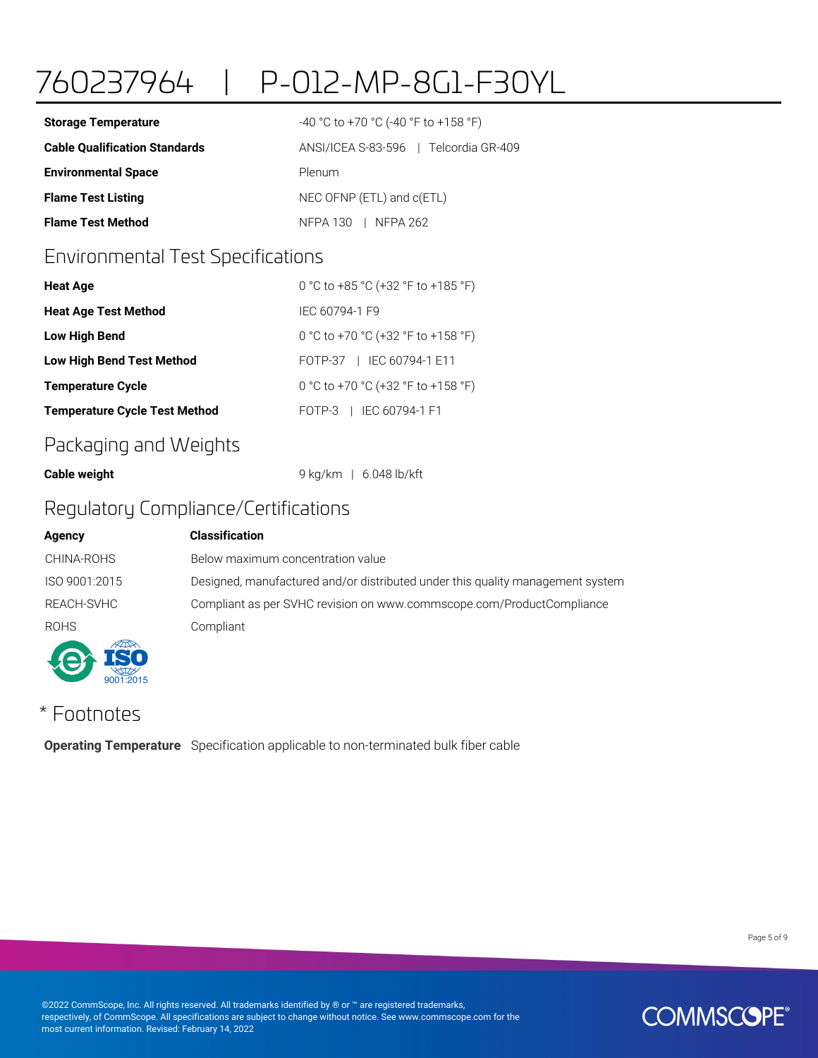# 760237964 | P-012-MP-8G1-F30YL

| | |
|---|---|
| **Storage Temperature** | -40 °C to +70 °C (-40 °F to +158 °F) |
| **Cable Qualification Standards** | ANSI/ICEA S-83-596 \| Telcordia GR-409 |
| **Environmental Space** | Plenum |
| **Flame Test Listing** | NEC OFNP (ETL) and c(ETL) |
| **Flame Test Method** | NFPA 130 \| NFPA 262 |

## Environmental Test Specifications

| | |
|---|---|
| **Heat Age** | 0 °C to +85 °C (+32 °F to +185 °F) |
| **Heat Age Test Method** | IEC 60794-1 F9 |
| **Low High Bend** | 0 °C to +70 °C (+32 °F to +158 °F) |
| **Low High Bend Test Method** | FOTP-37 \| IEC 60794-1 E11 |
| **Temperature Cycle** | 0 °C to +70 °C (+32 °F to +158 °F) |
| **Temperature Cycle Test Method** | FOTP-3 \| IEC 60794-1 F1 |

## Packaging and Weights

| | |
|---|---|
| **Cable weight** | 9 kg/km \| 6.048 lb/kft |

## Regulatory Compliance/Certifications

| Agency | Classification |
|---|---|
| CHINA-ROHS | Below maximum concentration value |
| ISO 9001:2015 | Designed, manufactured and/or distributed under this quality management system |
| REACH-SVHC | Compliant as per SVHC revision on www.commscope.com/ProductCompliance |
| ROHS | Compliant |

## * Footnotes

**Operating Temperature** Specification applicable to non-terminated bulk fiber cable

©2022 CommScope, Inc. All rights reserved. All trademarks identified by ® or ™ are registered trademarks, respectively, of CommScope. All specifications are subject to change without notice. See www.commscope.com for the most current information. Revised: February 14, 2022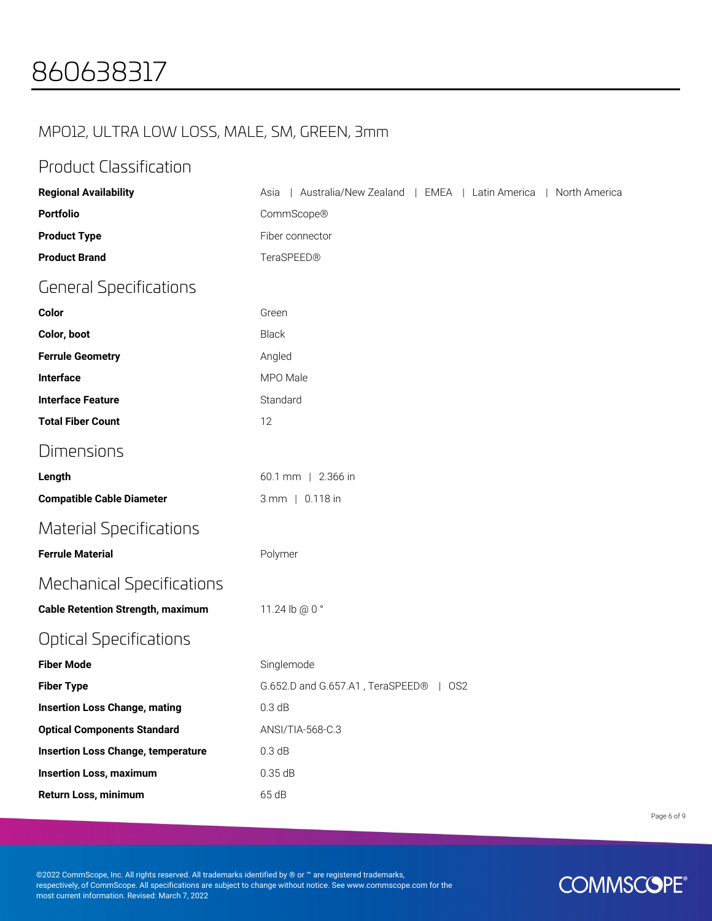# 860638317

## MPO12, ULTRA LOW LOSS, MALE, SM, GREEN, 3mm

## Product Classification

| | |
|---|---|
| **Regional Availability** | Asia \| Australia/New Zealand \| EMEA \| Latin America \| North America |
| **Portfolio** | CommScope® |
| **Product Type** | Fiber connector |
| **Product Brand** | TeraSPEED® |

## General Specifications

| | |
|---|---|
| **Color** | Green |
| **Color, boot** | Black |
| **Ferrule Geometry** | Angled |
| **Interface** | MPO Male |
| **Interface Feature** | Standard |
| **Total Fiber Count** | 12 |

## Dimensions

| | |
|---|---|
| **Length** | 60.1 mm \| 2.366 in |
| **Compatible Cable Diameter** | 3 mm \| 0.118 in |

## Material Specifications

| | |
|---|---|
| **Ferrule Material** | Polymer |

## Mechanical Specifications

| | |
|---|---|
| **Cable Retention Strength, maximum** | 11.24 lb @ 0 ° |

## Optical Specifications

| | |
|---|---|
| **Fiber Mode** | Singlemode |
| **Fiber Type** | G.652.D and G.657.A1 , TeraSPEED® \| OS2 |
| **Insertion Loss Change, mating** | 0.3 dB |
| **Optical Components Standard** | ANSI/TIA-568-C.3 |
| **Insertion Loss Change, temperature** | 0.3 dB |
| **Insertion Loss, maximum** | 0.35 dB |
| **Return Loss, minimum** | 65 dB |

©2022 CommScope, Inc. All rights reserved. All trademarks identified by ® or ™ are registered trademarks, respectively, of CommScope. All specifications are subject to change without notice. See www.commscope.com for the most current information. Revised: March 7, 2022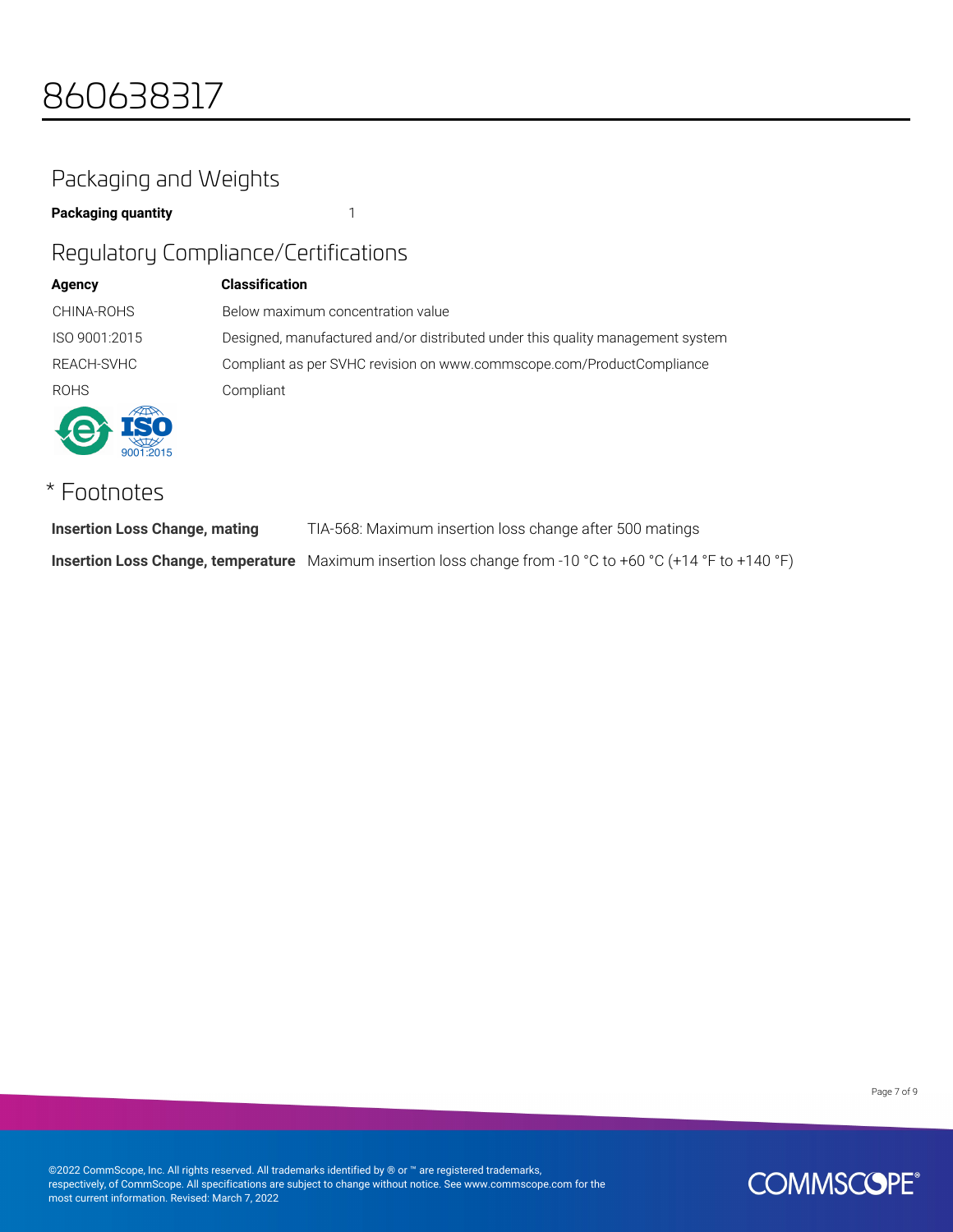# 860638317

## Packaging and Weights

| | |
|---|---|
| **Packaging quantity** | 1 |

## Regulatory Compliance/Certifications

| Agency | Classification |
|---|---|
| CHINA-ROHS | Below maximum concentration value |
| ISO 9001:2015 | Designed, manufactured and/or distributed under this quality management system |
| REACH-SVHC | Compliant as per SVHC revision on www.commscope.com/ProductCompliance |
| ROHS | Compliant |

## * Footnotes

| | |
|---|---|
| **Insertion Loss Change, mating** | TIA-568: Maximum insertion loss change after 500 matings |
| **Insertion Loss Change, temperature** | Maximum insertion loss change from -10 °C to +60 °C (+14 °F to +140 °F) |

©2022 CommScope, Inc. All rights reserved. All trademarks identified by ® or ™ are registered trademarks, respectively, of CommScope. All specifications are subject to change without notice. See www.commscope.com for the most current information. Revised: March 7, 2022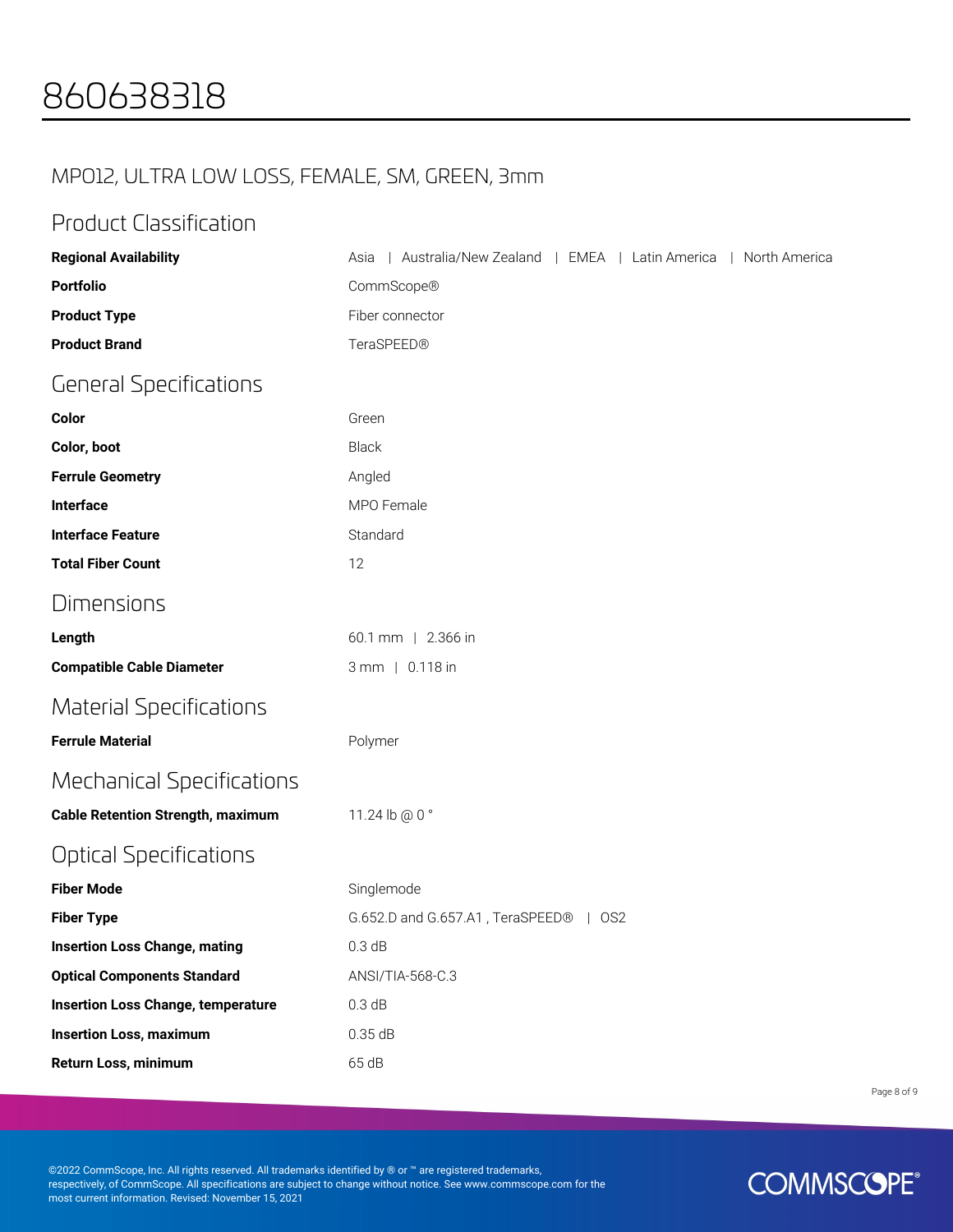# 860638318

## MPO12, ULTRA LOW LOSS, FEMALE, SM, GREEN, 3mm

### Product Classification

| | |
|---|---|
| **Regional Availability** | Asia \| Australia/New Zealand \| EMEA \| Latin America \| North America |
| **Portfolio** | CommScope® |
| **Product Type** | Fiber connector |
| **Product Brand** | TeraSPEED® |

### General Specifications

| | |
|---|---|
| **Color** | Green |
| **Color, boot** | Black |
| **Ferrule Geometry** | Angled |
| **Interface** | MPO Female |
| **Interface Feature** | Standard |
| **Total Fiber Count** | 12 |

### Dimensions

| | |
|---|---|
| **Length** | 60.1 mm \| 2.366 in |
| **Compatible Cable Diameter** | 3 mm \| 0.118 in |

### Material Specifications

| | |
|---|---|
| **Ferrule Material** | Polymer |

### Mechanical Specifications

| | |
|---|---|
| **Cable Retention Strength, maximum** | 11.24 lb @ 0 ° |

### Optical Specifications

| | |
|---|---|
| **Fiber Mode** | Singlemode |
| **Fiber Type** | G.652.D and G.657.A1 , TeraSPEED® \| OS2 |
| **Insertion Loss Change, mating** | 0.3 dB |
| **Optical Components Standard** | ANSI/TIA-568-C.3 |
| **Insertion Loss Change, temperature** | 0.3 dB |
| **Insertion Loss, maximum** | 0.35 dB |
| **Return Loss, minimum** | 65 dB |

©2022 CommScope, Inc. All rights reserved. All trademarks identified by ® or ™ are registered trademarks, respectively, of CommScope. All specifications are subject to change without notice. See www.commscope.com for the most current information. Revised: November 15, 2021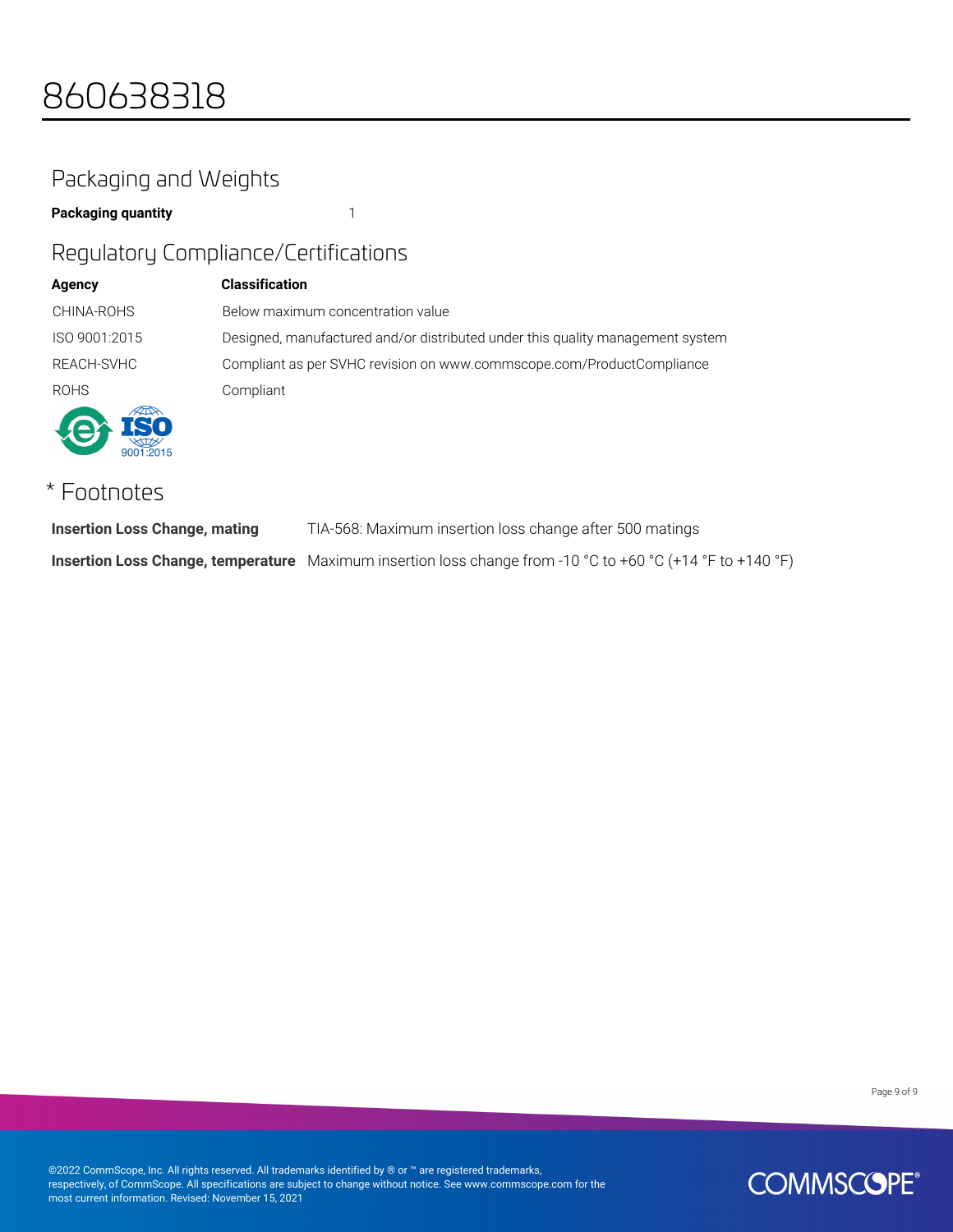# 860638318

## Packaging and Weights

| | |
|---|---|
| **Packaging quantity** | 1 |

## Regulatory Compliance/Certifications

| Agency | Classification |
|---|---|
| CHINA-ROHS | Below maximum concentration value |
| ISO 9001:2015 | Designed, manufactured and/or distributed under this quality management system |
| REACH-SVHC | Compliant as per SVHC revision on www.commscope.com/ProductCompliance |
| ROHS | Compliant |

## * Footnotes

| | |
|---|---|
| **Insertion Loss Change, mating** | TIA-568: Maximum insertion loss change after 500 matings |
| **Insertion Loss Change, temperature** | Maximum insertion loss change from -10 °C to +60 °C (+14 °F to +140 °F) |

©2022 CommScope, Inc. All rights reserved. All trademarks identified by ® or ™ are registered trademarks, respectively, of CommScope. All specifications are subject to change without notice. See www.commscope.com for the most current information. Revised: November 15, 2021